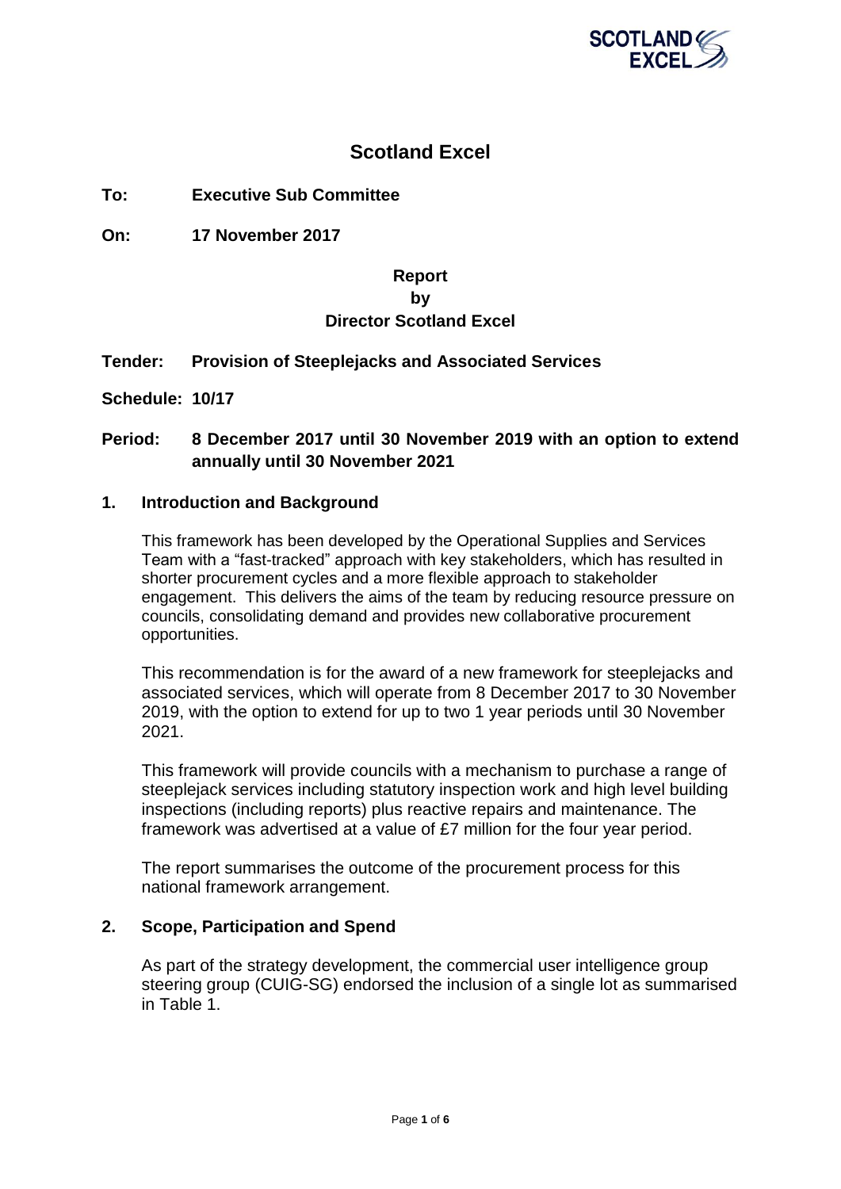# Scotland Excel

**To:** **Executive Sub Committee**

**On:** **17 November 2017**

**Report**
**by**
**Director Scotland Excel**

**Tender:** **Provision of Steeplejacks and Associated Services**

**Schedule:** **10/17**

**Period:** **8 December 2017 until 30 November 2019 with an option to extend annually until 30 November 2021**

## 1. Introduction and Background

This framework has been developed by the Operational Supplies and Services Team with a "fast-tracked" approach with key stakeholders, which has resulted in shorter procurement cycles and a more flexible approach to stakeholder engagement. This delivers the aims of the team by reducing resource pressure on councils, consolidating demand and provides new collaborative procurement opportunities.

This recommendation is for the award of a new framework for steeplejacks and associated services, which will operate from 8 December 2017 to 30 November 2019, with the option to extend for up to two 1 year periods until 30 November 2021.

This framework will provide councils with a mechanism to purchase a range of steeplejack services including statutory inspection work and high level building inspections (including reports) plus reactive repairs and maintenance. The framework was advertised at a value of £7 million for the four year period.

The report summarises the outcome of the procurement process for this national framework arrangement.

## 2. Scope, Participation and Spend

As part of the strategy development, the commercial user intelligence group steering group (CUIG-SG) endorsed the inclusion of a single lot as summarised in Table 1.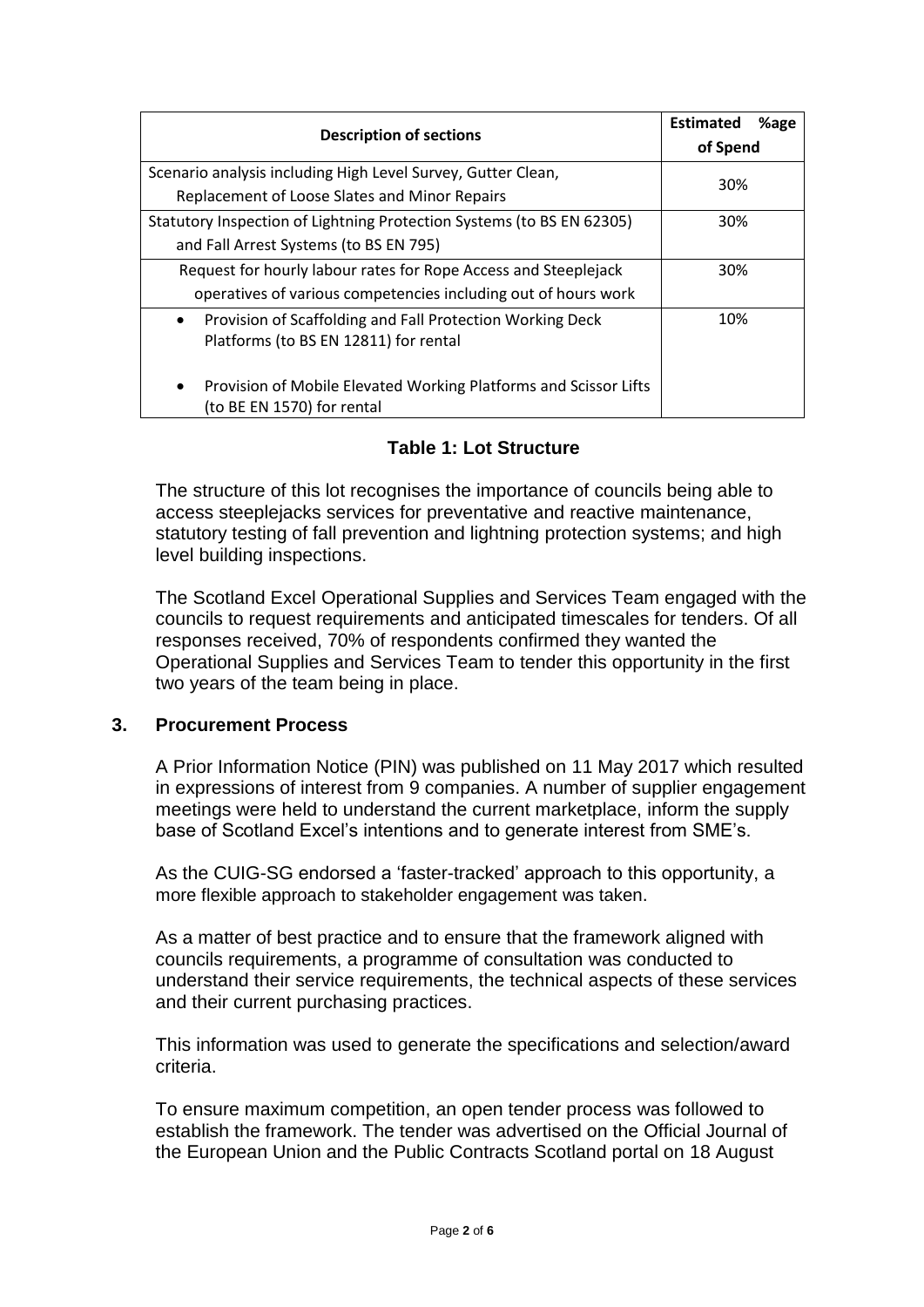| Description of sections | Estimated %age of Spend |
|---|---|
| Scenario analysis including High Level Survey, Gutter Clean, Replacement of Loose Slates and Minor Repairs | 30% |
| Statutory Inspection of Lightning Protection Systems (to BS EN 62305) and Fall Arrest Systems (to BS EN 795) | 30% |
| Request for hourly labour rates for Rope Access and Steeplejack operatives of various competencies including out of hours work | 30% |
| • Provision of Scaffolding and Fall Protection Working Deck Platforms (to BS EN 12811) for rental<br>• Provision of Mobile Elevated Working Platforms and Scissor Lifts (to BE EN 1570) for rental | 10% |

**Table 1: Lot Structure**

The structure of this lot recognises the importance of councils being able to access steeplejacks services for preventative and reactive maintenance, statutory testing of fall prevention and lightning protection systems; and high level building inspections.

The Scotland Excel Operational Supplies and Services Team engaged with the councils to request requirements and anticipated timescales for tenders. Of all responses received, 70% of respondents confirmed they wanted the Operational Supplies and Services Team to tender this opportunity in the first two years of the team being in place.

## 3. Procurement Process

A Prior Information Notice (PIN) was published on 11 May 2017 which resulted in expressions of interest from 9 companies. A number of supplier engagement meetings were held to understand the current marketplace, inform the supply base of Scotland Excel's intentions and to generate interest from SME's.

As the CUIG-SG endorsed a 'faster-tracked' approach to this opportunity, a more flexible approach to stakeholder engagement was taken.

As a matter of best practice and to ensure that the framework aligned with councils requirements, a programme of consultation was conducted to understand their service requirements, the technical aspects of these services and their current purchasing practices.

This information was used to generate the specifications and selection/award criteria.

To ensure maximum competition, an open tender process was followed to establish the framework. The tender was advertised on the Official Journal of the European Union and the Public Contracts Scotland portal on 18 August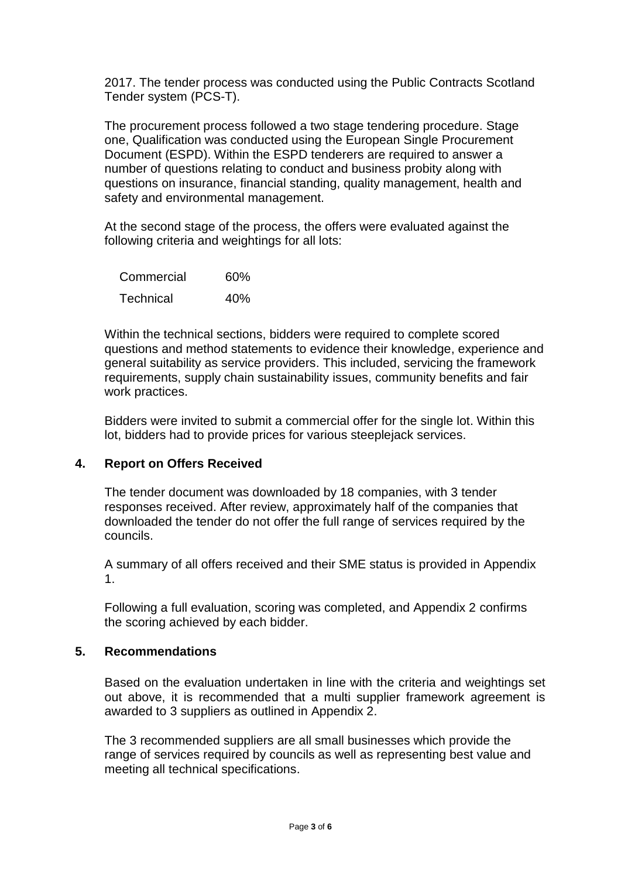2017. The tender process was conducted using the Public Contracts Scotland Tender system (PCS-T).

The procurement process followed a two stage tendering procedure. Stage one, Qualification was conducted using the European Single Procurement Document (ESPD). Within the ESPD tenderers are required to answer a number of questions relating to conduct and business probity along with questions on insurance, financial standing, quality management, health and safety and environmental management.

At the second stage of the process, the offers were evaluated against the following criteria and weightings for all lots:

| | |
|---|---|
| Commercial | 60% |
| Technical | 40% |

Within the technical sections, bidders were required to complete scored questions and method statements to evidence their knowledge, experience and general suitability as service providers. This included, servicing the framework requirements, supply chain sustainability issues, community benefits and fair work practices.

Bidders were invited to submit a commercial offer for the single lot. Within this lot, bidders had to provide prices for various steeplejack services.

## 4. Report on Offers Received

The tender document was downloaded by 18 companies, with 3 tender responses received. After review, approximately half of the companies that downloaded the tender do not offer the full range of services required by the councils.

A summary of all offers received and their SME status is provided in Appendix 1.

Following a full evaluation, scoring was completed, and Appendix 2 confirms the scoring achieved by each bidder.

## 5. Recommendations

Based on the evaluation undertaken in line with the criteria and weightings set out above, it is recommended that a multi supplier framework agreement is awarded to 3 suppliers as outlined in Appendix 2.

The 3 recommended suppliers are all small businesses which provide the range of services required by councils as well as representing best value and meeting all technical specifications.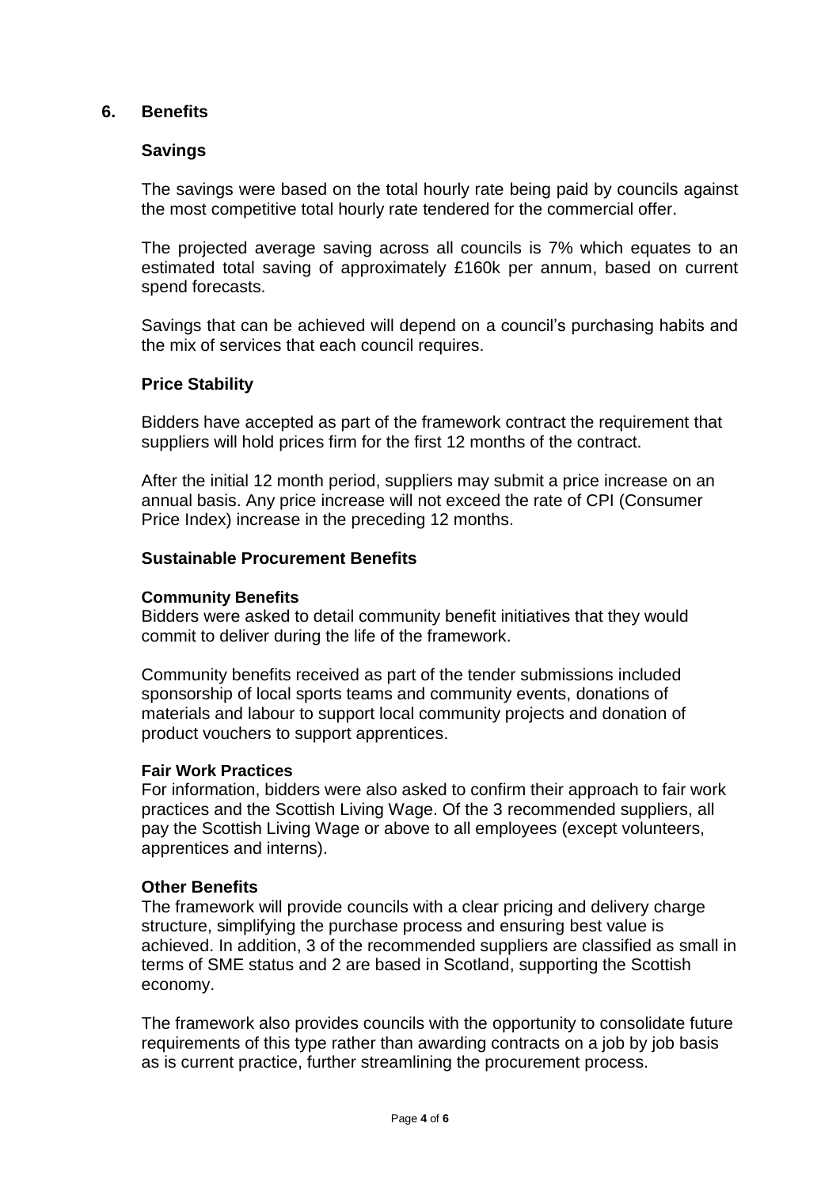## 6. Benefits

### Savings

The savings were based on the total hourly rate being paid by councils against the most competitive total hourly rate tendered for the commercial offer.

The projected average saving across all councils is 7% which equates to an estimated total saving of approximately £160k per annum, based on current spend forecasts.

Savings that can be achieved will depend on a council's purchasing habits and the mix of services that each council requires.

### Price Stability

Bidders have accepted as part of the framework contract the requirement that suppliers will hold prices firm for the first 12 months of the contract.

After the initial 12 month period, suppliers may submit a price increase on an annual basis. Any price increase will not exceed the rate of CPI (Consumer Price Index) increase in the preceding 12 months.

### Sustainable Procurement Benefits

**Community Benefits**

Bidders were asked to detail community benefit initiatives that they would commit to deliver during the life of the framework.

Community benefits received as part of the tender submissions included sponsorship of local sports teams and community events, donations of materials and labour to support local community projects and donation of product vouchers to support apprentices.

**Fair Work Practices**

For information, bidders were also asked to confirm their approach to fair work practices and the Scottish Living Wage. Of the 3 recommended suppliers, all pay the Scottish Living Wage or above to all employees (except volunteers, apprentices and interns).

**Other Benefits**

The framework will provide councils with a clear pricing and delivery charge structure, simplifying the purchase process and ensuring best value is achieved. In addition, 3 of the recommended suppliers are classified as small in terms of SME status and 2 are based in Scotland, supporting the Scottish economy.

The framework also provides councils with the opportunity to consolidate future requirements of this type rather than awarding contracts on a job by job basis as is current practice, further streamlining the procurement process.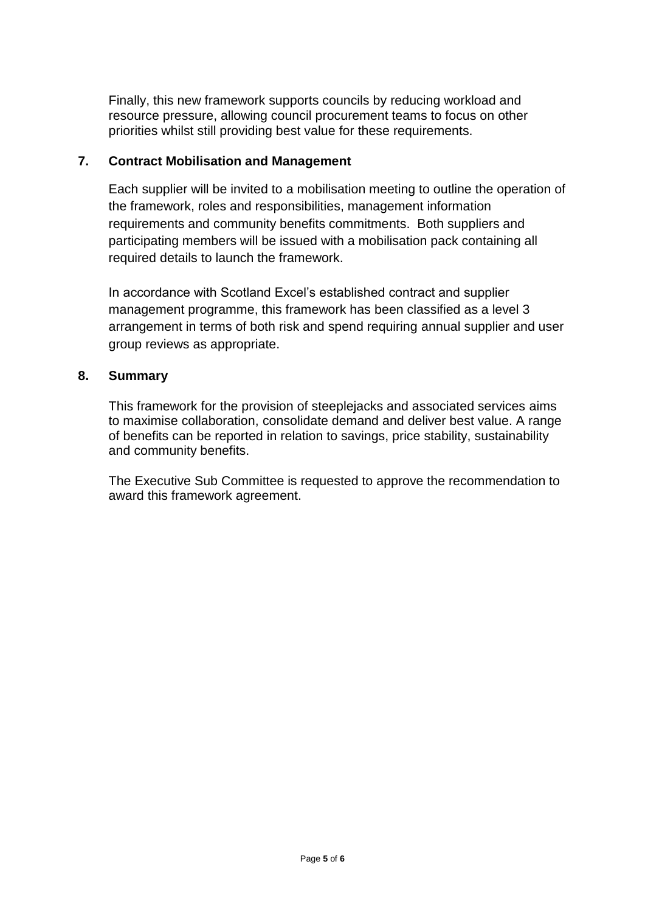Finally, this new framework supports councils by reducing workload and resource pressure, allowing council procurement teams to focus on other priorities whilst still providing best value for these requirements.

## 7. Contract Mobilisation and Management

Each supplier will be invited to a mobilisation meeting to outline the operation of the framework, roles and responsibilities, management information requirements and community benefits commitments. Both suppliers and participating members will be issued with a mobilisation pack containing all required details to launch the framework.

In accordance with Scotland Excel's established contract and supplier management programme, this framework has been classified as a level 3 arrangement in terms of both risk and spend requiring annual supplier and user group reviews as appropriate.

## 8. Summary

This framework for the provision of steeplejacks and associated services aims to maximise collaboration, consolidate demand and deliver best value. A range of benefits can be reported in relation to savings, price stability, sustainability and community benefits.

The Executive Sub Committee is requested to approve the recommendation to award this framework agreement.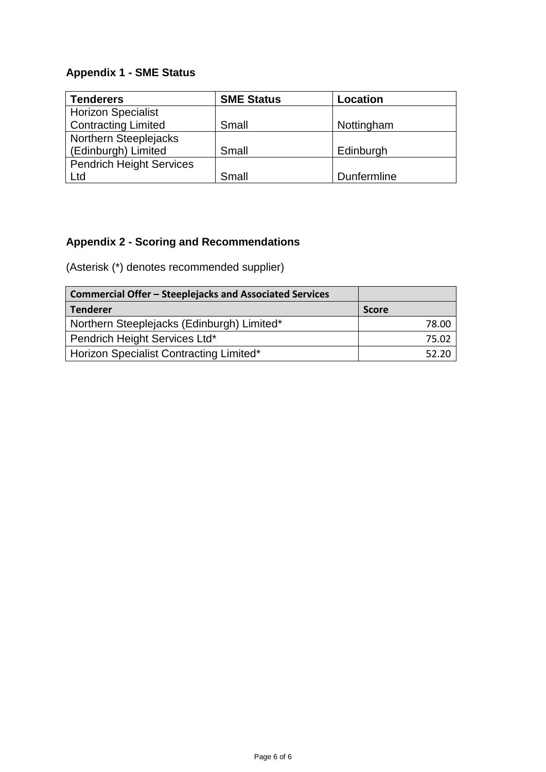## Appendix 1 - SME Status

| Tenderers | SME Status | Location |
|---|---|---|
| Horizon Specialist Contracting Limited | Small | Nottingham |
| Northern Steeplejacks (Edinburgh) Limited | Small | Edinburgh |
| Pendrich Height Services Ltd | Small | Dunfermline |

## Appendix 2 - Scoring and Recommendations

(Asterisk (*) denotes recommended supplier)

| Commercial Offer – Steeplejacks and Associated Services | |
|---|---|
| **Tenderer** | **Score** |
| Northern Steeplejacks (Edinburgh) Limited* | 78.00 |
| Pendrich Height Services Ltd* | 75.02 |
| Horizon Specialist Contracting Limited* | 52.20 |